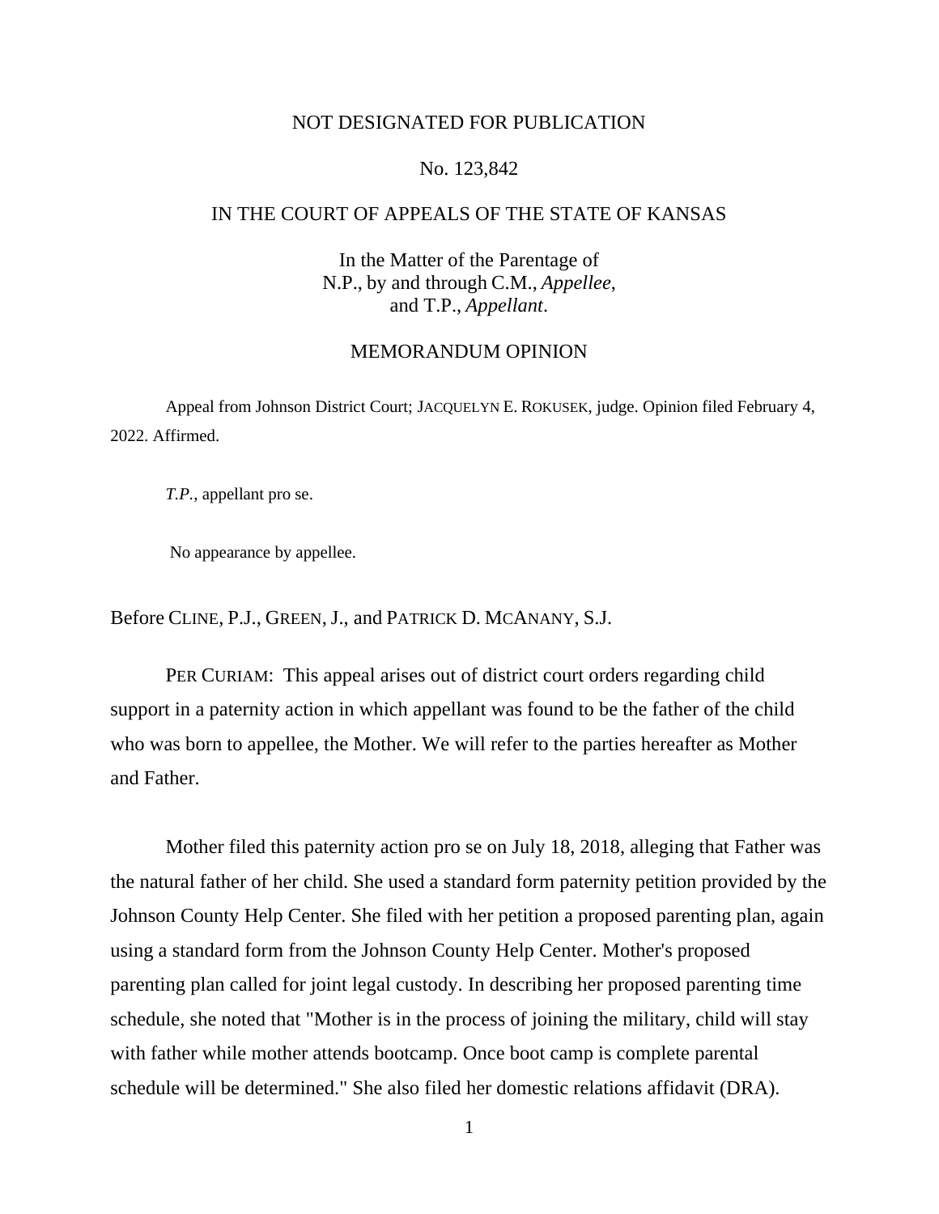NOT DESIGNATED FOR PUBLICATION

No. 123,842

IN THE COURT OF APPEALS OF THE STATE OF KANSAS

In the Matter of the Parentage of
N.P., by and through C.M., *Appellee*,
and T.P., *Appellant*.

MEMORANDUM OPINION

Appeal from Johnson District Court; JACQUELYN E. ROKUSEK, judge. Opinion filed February 4, 2022. Affirmed.

*T.P.*, appellant pro se.

No appearance by appellee.

Before CLINE, P.J., GREEN, J., and PATRICK D. MCANANY, S.J.

PER CURIAM: This appeal arises out of district court orders regarding child support in a paternity action in which appellant was found to be the father of the child who was born to appellee, the Mother. We will refer to the parties hereafter as Mother and Father.

Mother filed this paternity action pro se on July 18, 2018, alleging that Father was the natural father of her child. She used a standard form paternity petition provided by the Johnson County Help Center. She filed with her petition a proposed parenting plan, again using a standard form from the Johnson County Help Center. Mother's proposed parenting plan called for joint legal custody. In describing her proposed parenting time schedule, she noted that "Mother is in the process of joining the military, child will stay with father while mother attends bootcamp. Once boot camp is complete parental schedule will be determined." She also filed her domestic relations affidavit (DRA).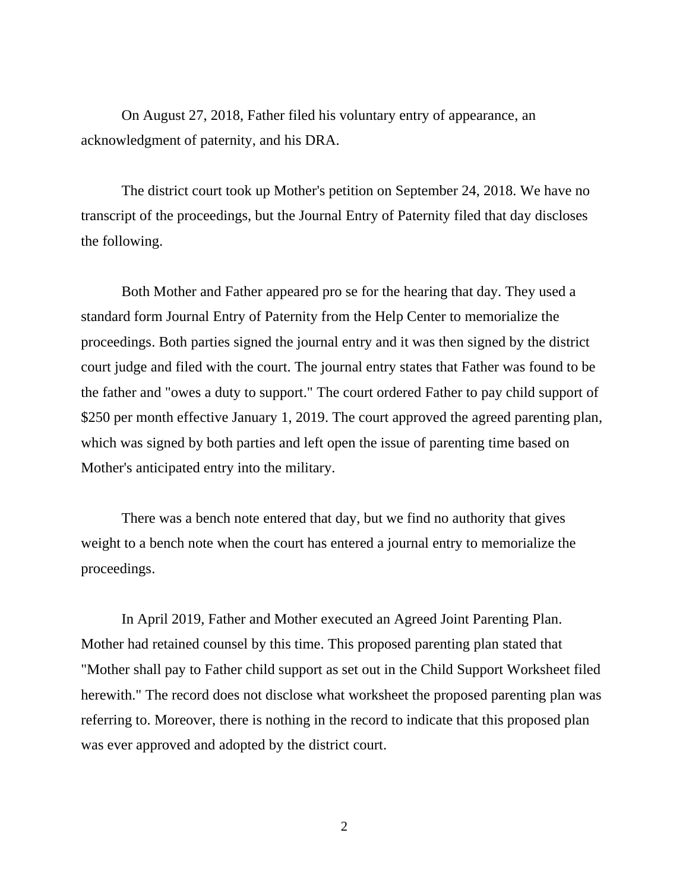On August 27, 2018, Father filed his voluntary entry of appearance, an acknowledgment of paternity, and his DRA.

The district court took up Mother's petition on September 24, 2018. We have no transcript of the proceedings, but the Journal Entry of Paternity filed that day discloses the following.

Both Mother and Father appeared pro se for the hearing that day. They used a standard form Journal Entry of Paternity from the Help Center to memorialize the proceedings. Both parties signed the journal entry and it was then signed by the district court judge and filed with the court. The journal entry states that Father was found to be the father and "owes a duty to support." The court ordered Father to pay child support of $250 per month effective January 1, 2019. The court approved the agreed parenting plan, which was signed by both parties and left open the issue of parenting time based on Mother's anticipated entry into the military.

There was a bench note entered that day, but we find no authority that gives weight to a bench note when the court has entered a journal entry to memorialize the proceedings.

In April 2019, Father and Mother executed an Agreed Joint Parenting Plan. Mother had retained counsel by this time. This proposed parenting plan stated that "Mother shall pay to Father child support as set out in the Child Support Worksheet filed herewith." The record does not disclose what worksheet the proposed parenting plan was referring to. Moreover, there is nothing in the record to indicate that this proposed plan was ever approved and adopted by the district court.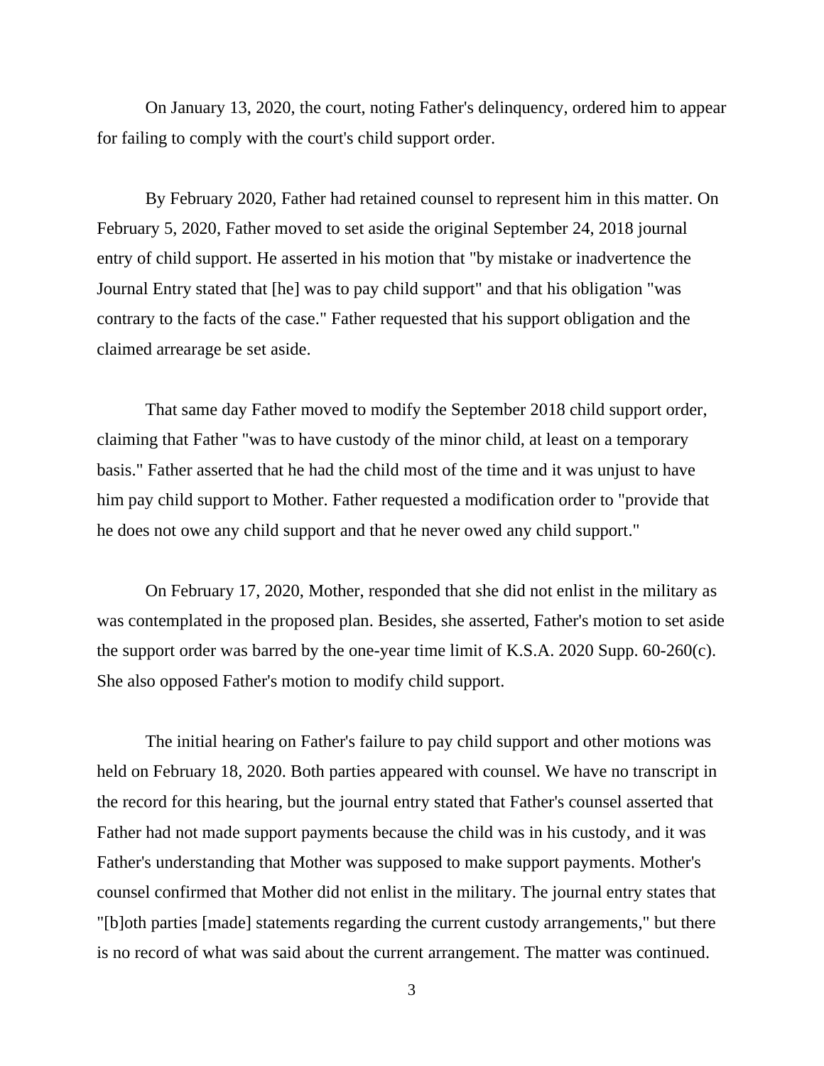On January 13, 2020, the court, noting Father's delinquency, ordered him to appear for failing to comply with the court's child support order.

By February 2020, Father had retained counsel to represent him in this matter. On February 5, 2020, Father moved to set aside the original September 24, 2018 journal entry of child support. He asserted in his motion that "by mistake or inadvertence the Journal Entry stated that [he] was to pay child support" and that his obligation "was contrary to the facts of the case." Father requested that his support obligation and the claimed arrearage be set aside.

That same day Father moved to modify the September 2018 child support order, claiming that Father "was to have custody of the minor child, at least on a temporary basis." Father asserted that he had the child most of the time and it was unjust to have him pay child support to Mother. Father requested a modification order to "provide that he does not owe any child support and that he never owed any child support."

On February 17, 2020, Mother, responded that she did not enlist in the military as was contemplated in the proposed plan. Besides, she asserted, Father's motion to set aside the support order was barred by the one-year time limit of K.S.A. 2020 Supp. 60-260(c). She also opposed Father's motion to modify child support.

The initial hearing on Father's failure to pay child support and other motions was held on February 18, 2020. Both parties appeared with counsel. We have no transcript in the record for this hearing, but the journal entry stated that Father's counsel asserted that Father had not made support payments because the child was in his custody, and it was Father's understanding that Mother was supposed to make support payments. Mother's counsel confirmed that Mother did not enlist in the military. The journal entry states that "[b]oth parties [made] statements regarding the current custody arrangements," but there is no record of what was said about the current arrangement. The matter was continued.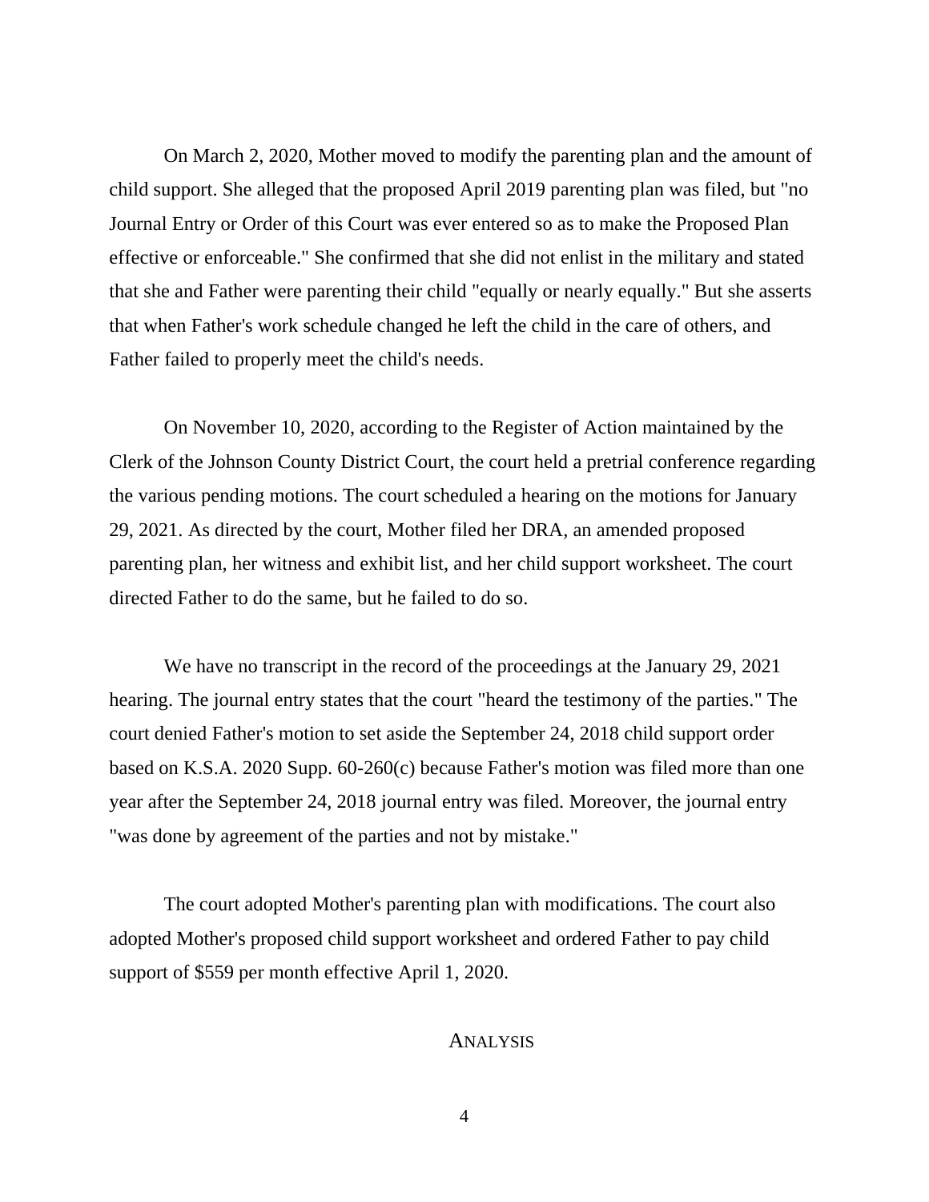On March 2, 2020, Mother moved to modify the parenting plan and the amount of child support. She alleged that the proposed April 2019 parenting plan was filed, but "no Journal Entry or Order of this Court was ever entered so as to make the Proposed Plan effective or enforceable." She confirmed that she did not enlist in the military and stated that she and Father were parenting their child "equally or nearly equally." But she asserts that when Father's work schedule changed he left the child in the care of others, and Father failed to properly meet the child's needs.

On November 10, 2020, according to the Register of Action maintained by the Clerk of the Johnson County District Court, the court held a pretrial conference regarding the various pending motions. The court scheduled a hearing on the motions for January 29, 2021. As directed by the court, Mother filed her DRA, an amended proposed parenting plan, her witness and exhibit list, and her child support worksheet. The court directed Father to do the same, but he failed to do so.

We have no transcript in the record of the proceedings at the January 29, 2021 hearing. The journal entry states that the court "heard the testimony of the parties." The court denied Father's motion to set aside the September 24, 2018 child support order based on K.S.A. 2020 Supp. 60-260(c) because Father's motion was filed more than one year after the September 24, 2018 journal entry was filed. Moreover, the journal entry "was done by agreement of the parties and not by mistake."

The court adopted Mother's parenting plan with modifications. The court also adopted Mother's proposed child support worksheet and ordered Father to pay child support of $559 per month effective April 1, 2020.

## ANALYSIS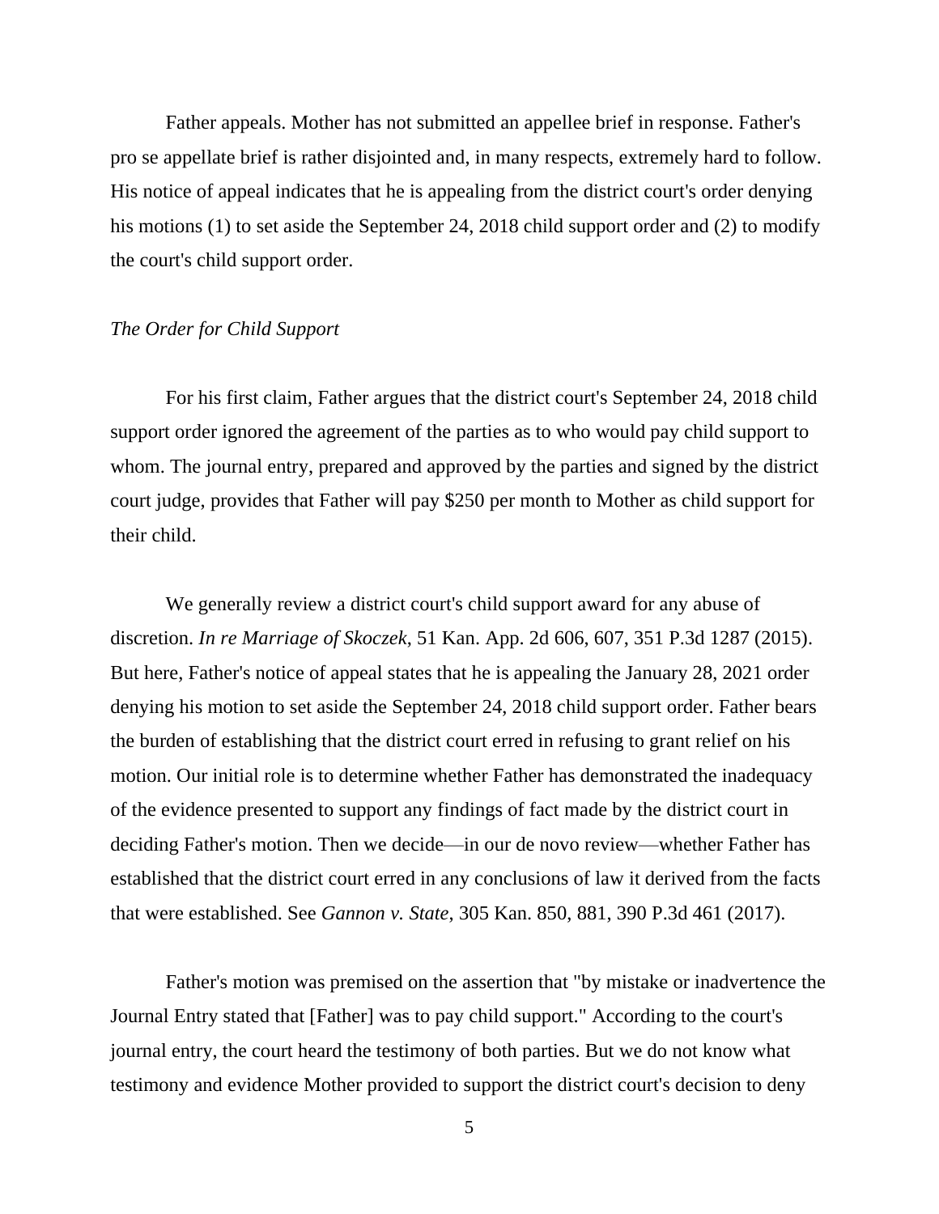Father appeals. Mother has not submitted an appellee brief in response. Father's pro se appellate brief is rather disjointed and, in many respects, extremely hard to follow. His notice of appeal indicates that he is appealing from the district court's order denying his motions (1) to set aside the September 24, 2018 child support order and (2) to modify the court's child support order.

*The Order for Child Support*

For his first claim, Father argues that the district court's September 24, 2018 child support order ignored the agreement of the parties as to who would pay child support to whom. The journal entry, prepared and approved by the parties and signed by the district court judge, provides that Father will pay $250 per month to Mother as child support for their child.

We generally review a district court's child support award for any abuse of discretion. *In re Marriage of Skoczek*, 51 Kan. App. 2d 606, 607, 351 P.3d 1287 (2015). But here, Father's notice of appeal states that he is appealing the January 28, 2021 order denying his motion to set aside the September 24, 2018 child support order. Father bears the burden of establishing that the district court erred in refusing to grant relief on his motion. Our initial role is to determine whether Father has demonstrated the inadequacy of the evidence presented to support any findings of fact made by the district court in deciding Father's motion. Then we decide—in our de novo review—whether Father has established that the district court erred in any conclusions of law it derived from the facts that were established. See *Gannon v. State*, 305 Kan. 850, 881, 390 P.3d 461 (2017).

Father's motion was premised on the assertion that "by mistake or inadvertence the Journal Entry stated that [Father] was to pay child support." According to the court's journal entry, the court heard the testimony of both parties. But we do not know what testimony and evidence Mother provided to support the district court's decision to deny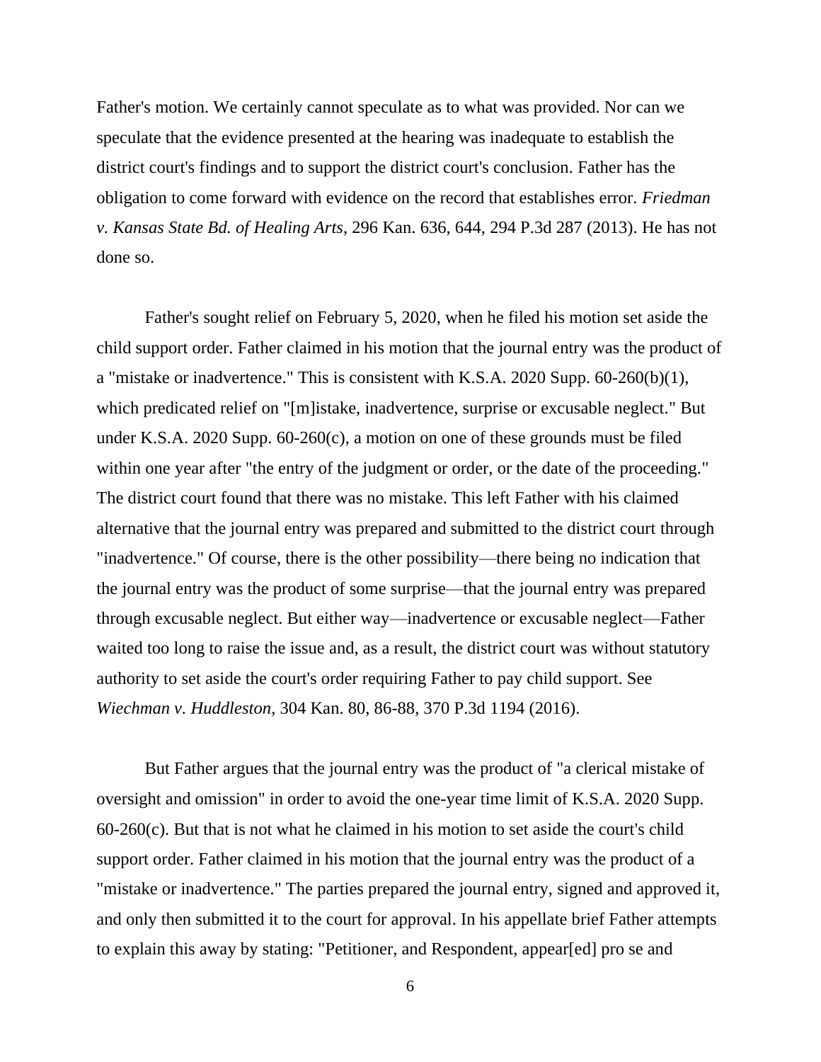Father's motion. We certainly cannot speculate as to what was provided. Nor can we speculate that the evidence presented at the hearing was inadequate to establish the district court's findings and to support the district court's conclusion. Father has the obligation to come forward with evidence on the record that establishes error. *Friedman v. Kansas State Bd. of Healing Arts*, 296 Kan. 636, 644, 294 P.3d 287 (2013). He has not done so.

Father's sought relief on February 5, 2020, when he filed his motion set aside the child support order. Father claimed in his motion that the journal entry was the product of a "mistake or inadvertence." This is consistent with K.S.A. 2020 Supp. 60-260(b)(1), which predicated relief on "[m]istake, inadvertence, surprise or excusable neglect." But under K.S.A. 2020 Supp. 60-260(c), a motion on one of these grounds must be filed within one year after "the entry of the judgment or order, or the date of the proceeding." The district court found that there was no mistake. This left Father with his claimed alternative that the journal entry was prepared and submitted to the district court through "inadvertence." Of course, there is the other possibility—there being no indication that the journal entry was the product of some surprise—that the journal entry was prepared through excusable neglect. But either way—inadvertence or excusable neglect—Father waited too long to raise the issue and, as a result, the district court was without statutory authority to set aside the court's order requiring Father to pay child support. See *Wiechman v. Huddleston*, 304 Kan. 80, 86-88, 370 P.3d 1194 (2016).

But Father argues that the journal entry was the product of "a clerical mistake of oversight and omission" in order to avoid the one-year time limit of K.S.A. 2020 Supp. 60-260(c). But that is not what he claimed in his motion to set aside the court's child support order. Father claimed in his motion that the journal entry was the product of a "mistake or inadvertence." The parties prepared the journal entry, signed and approved it, and only then submitted it to the court for approval. In his appellate brief Father attempts to explain this away by stating: "Petitioner, and Respondent, appear[ed] pro se and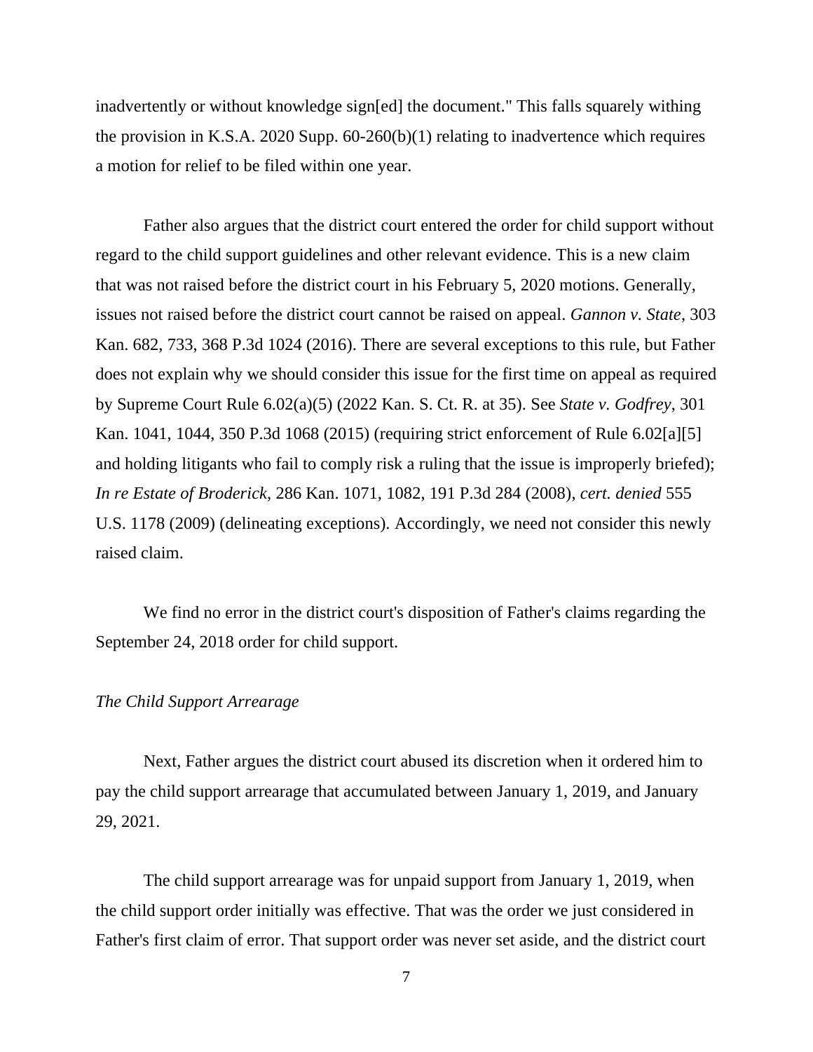inadvertently or without knowledge sign[ed] the document." This falls squarely withing the provision in K.S.A. 2020 Supp. 60-260(b)(1) relating to inadvertence which requires a motion for relief to be filed within one year.

Father also argues that the district court entered the order for child support without regard to the child support guidelines and other relevant evidence. This is a new claim that was not raised before the district court in his February 5, 2020 motions. Generally, issues not raised before the district court cannot be raised on appeal. *Gannon v. State*, 303 Kan. 682, 733, 368 P.3d 1024 (2016). There are several exceptions to this rule, but Father does not explain why we should consider this issue for the first time on appeal as required by Supreme Court Rule 6.02(a)(5) (2022 Kan. S. Ct. R. at 35). See *State v. Godfrey*, 301 Kan. 1041, 1044, 350 P.3d 1068 (2015) (requiring strict enforcement of Rule 6.02[a][5] and holding litigants who fail to comply risk a ruling that the issue is improperly briefed); *In re Estate of Broderick*, 286 Kan. 1071, 1082, 191 P.3d 284 (2008), *cert. denied* 555 U.S. 1178 (2009) (delineating exceptions). Accordingly, we need not consider this newly raised claim.

We find no error in the district court's disposition of Father's claims regarding the September 24, 2018 order for child support.

*The Child Support Arrearage*

Next, Father argues the district court abused its discretion when it ordered him to pay the child support arrearage that accumulated between January 1, 2019, and January 29, 2021.

The child support arrearage was for unpaid support from January 1, 2019, when the child support order initially was effective. That was the order we just considered in Father's first claim of error. That support order was never set aside, and the district court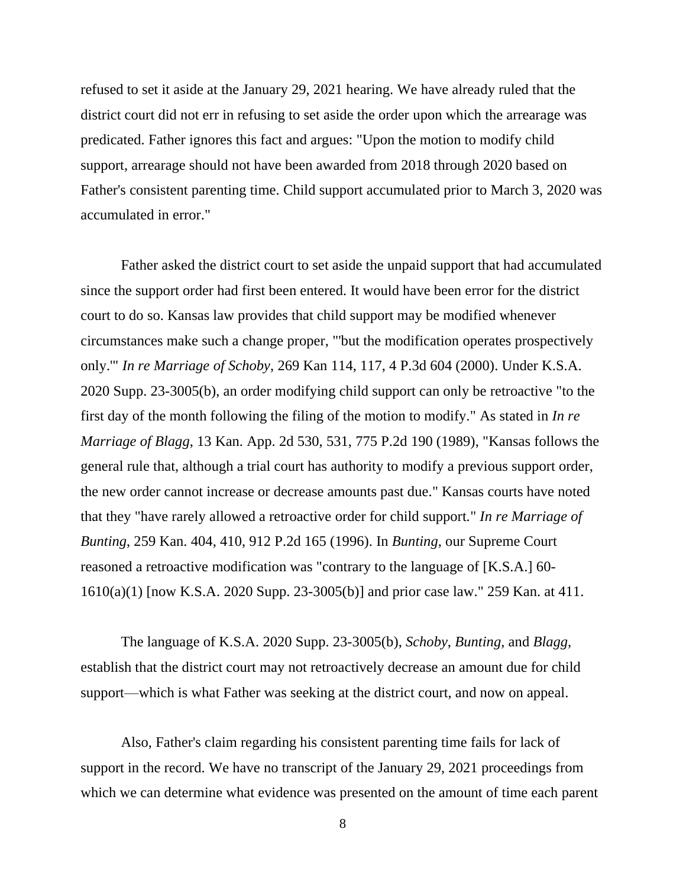refused to set it aside at the January 29, 2021 hearing. We have already ruled that the district court did not err in refusing to set aside the order upon which the arrearage was predicated. Father ignores this fact and argues: "Upon the motion to modify child support, arrearage should not have been awarded from 2018 through 2020 based on Father's consistent parenting time. Child support accumulated prior to March 3, 2020 was accumulated in error."

Father asked the district court to set aside the unpaid support that had accumulated since the support order had first been entered. It would have been error for the district court to do so. Kansas law provides that child support may be modified whenever circumstances make such a change proper, "'but the modification operates prospectively only.'" *In re Marriage of Schoby*, 269 Kan 114, 117, 4 P.3d 604 (2000). Under K.S.A. 2020 Supp. 23-3005(b), an order modifying child support can only be retroactive "to the first day of the month following the filing of the motion to modify." As stated in *In re Marriage of Blagg*, 13 Kan. App. 2d 530, 531, 775 P.2d 190 (1989), "Kansas follows the general rule that, although a trial court has authority to modify a previous support order, the new order cannot increase or decrease amounts past due." Kansas courts have noted that they "have rarely allowed a retroactive order for child support." *In re Marriage of Bunting*, 259 Kan. 404, 410, 912 P.2d 165 (1996). In *Bunting*, our Supreme Court reasoned a retroactive modification was "contrary to the language of [K.S.A.] 60-1610(a)(1) [now K.S.A. 2020 Supp. 23-3005(b)] and prior case law." 259 Kan. at 411.

The language of K.S.A. 2020 Supp. 23-3005(b), *Schoby*, *Bunting*, and *Blagg*, establish that the district court may not retroactively decrease an amount due for child support—which is what Father was seeking at the district court, and now on appeal.

Also, Father's claim regarding his consistent parenting time fails for lack of support in the record. We have no transcript of the January 29, 2021 proceedings from which we can determine what evidence was presented on the amount of time each parent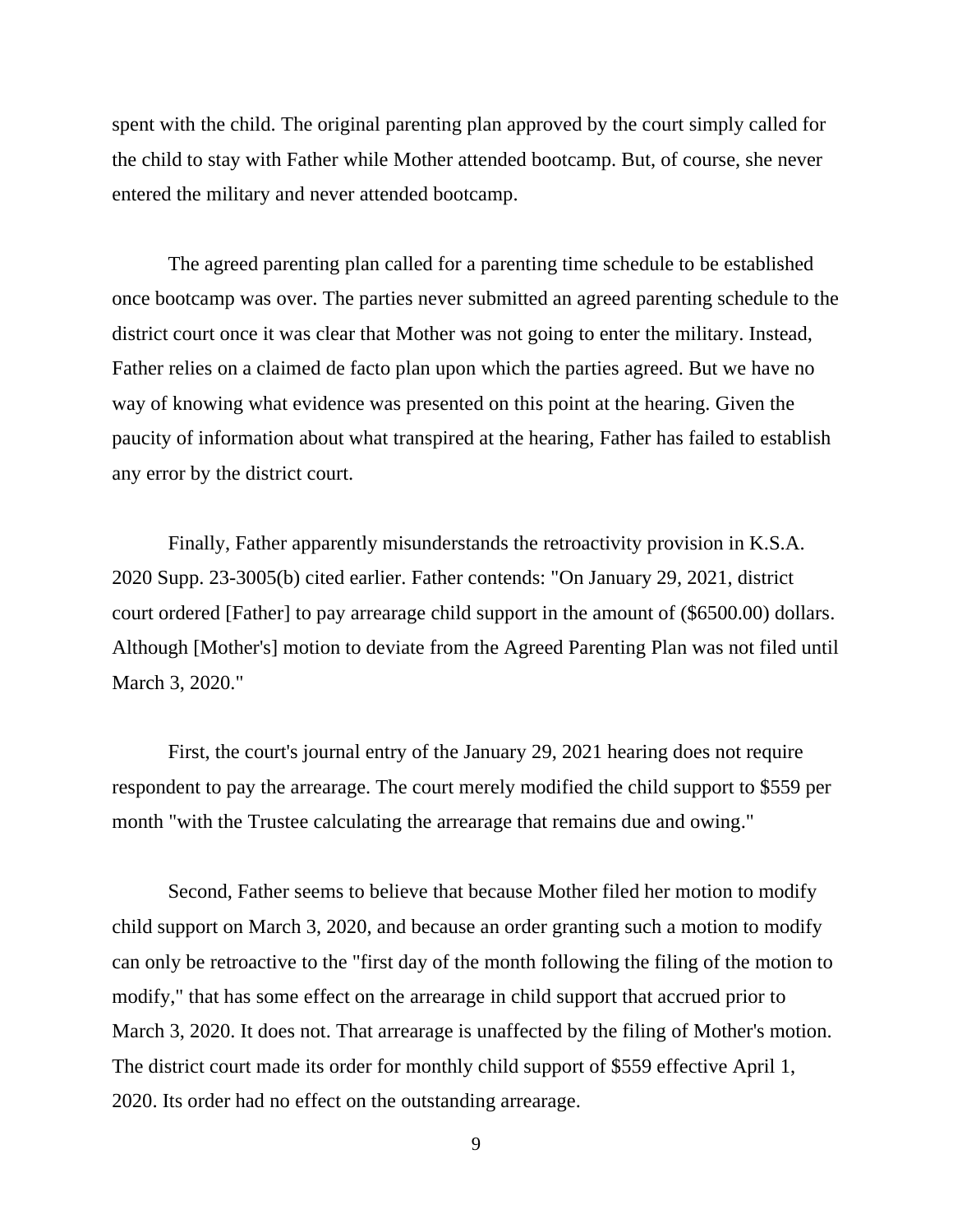spent with the child. The original parenting plan approved by the court simply called for the child to stay with Father while Mother attended bootcamp. But, of course, she never entered the military and never attended bootcamp.

The agreed parenting plan called for a parenting time schedule to be established once bootcamp was over. The parties never submitted an agreed parenting schedule to the district court once it was clear that Mother was not going to enter the military. Instead, Father relies on a claimed de facto plan upon which the parties agreed. But we have no way of knowing what evidence was presented on this point at the hearing. Given the paucity of information about what transpired at the hearing, Father has failed to establish any error by the district court.

Finally, Father apparently misunderstands the retroactivity provision in K.S.A. 2020 Supp. 23-3005(b) cited earlier. Father contends: "On January 29, 2021, district court ordered [Father] to pay arrearage child support in the amount of ($6500.00) dollars. Although [Mother's] motion to deviate from the Agreed Parenting Plan was not filed until March 3, 2020."

First, the court's journal entry of the January 29, 2021 hearing does not require respondent to pay the arrearage. The court merely modified the child support to $559 per month "with the Trustee calculating the arrearage that remains due and owing."

Second, Father seems to believe that because Mother filed her motion to modify child support on March 3, 2020, and because an order granting such a motion to modify can only be retroactive to the "first day of the month following the filing of the motion to modify," that has some effect on the arrearage in child support that accrued prior to March 3, 2020. It does not. That arrearage is unaffected by the filing of Mother's motion. The district court made its order for monthly child support of $559 effective April 1, 2020. Its order had no effect on the outstanding arrearage.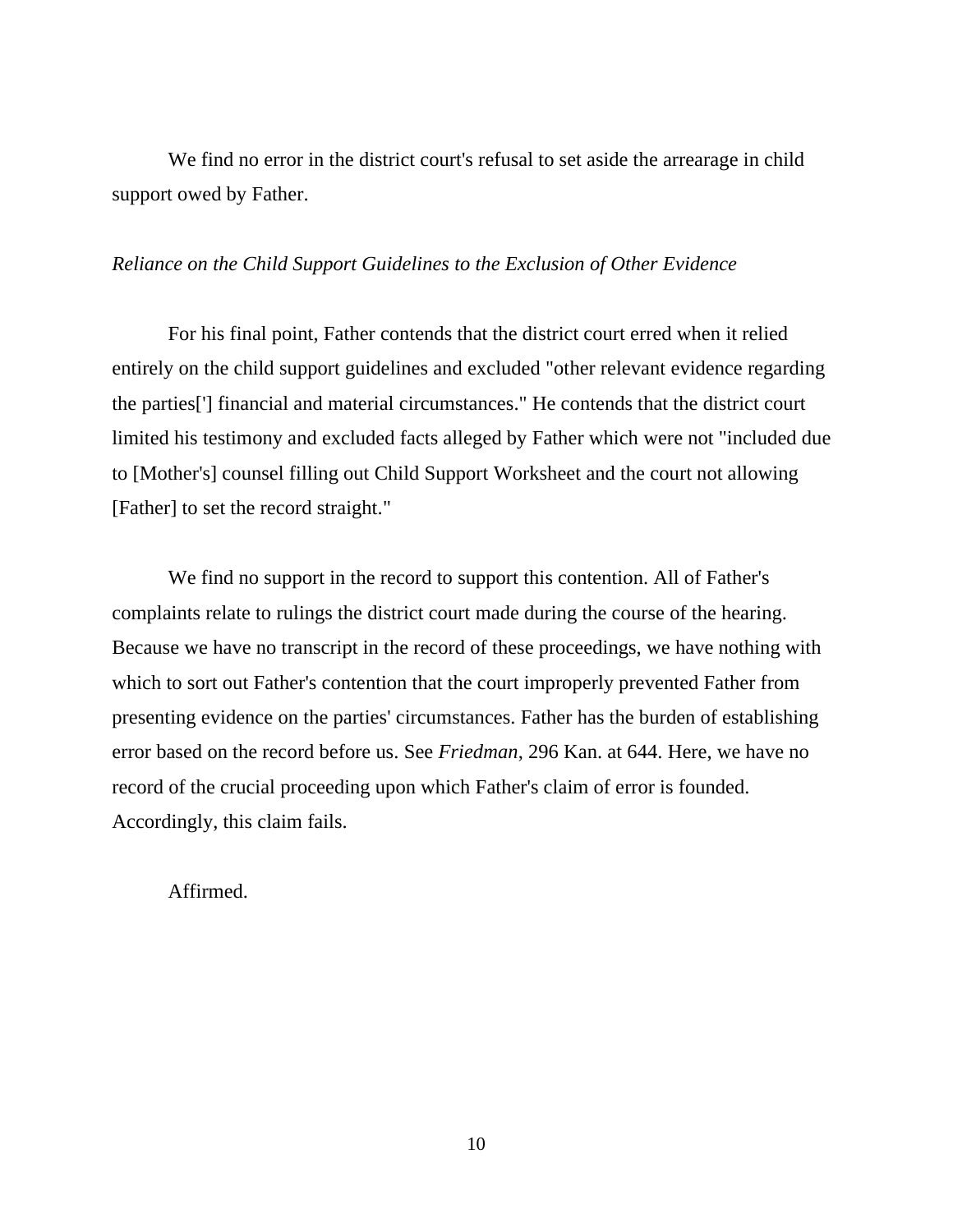We find no error in the district court's refusal to set aside the arrearage in child support owed by Father.

*Reliance on the Child Support Guidelines to the Exclusion of Other Evidence*

For his final point, Father contends that the district court erred when it relied entirely on the child support guidelines and excluded "other relevant evidence regarding the parties['] financial and material circumstances." He contends that the district court limited his testimony and excluded facts alleged by Father which were not "included due to [Mother's] counsel filling out Child Support Worksheet and the court not allowing [Father] to set the record straight."

We find no support in the record to support this contention. All of Father's complaints relate to rulings the district court made during the course of the hearing. Because we have no transcript in the record of these proceedings, we have nothing with which to sort out Father's contention that the court improperly prevented Father from presenting evidence on the parties' circumstances. Father has the burden of establishing error based on the record before us. See *Friedman*, 296 Kan. at 644. Here, we have no record of the crucial proceeding upon which Father's claim of error is founded. Accordingly, this claim fails.

Affirmed.